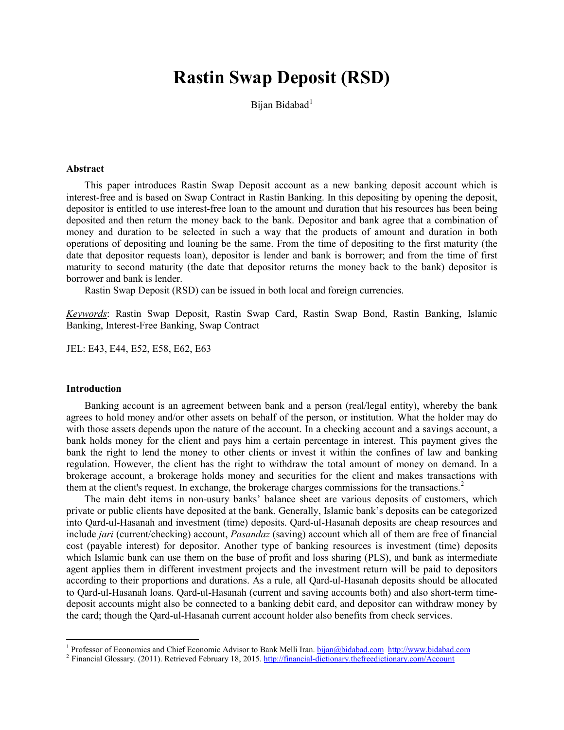# Rastin Swap Deposit (RSD)

Bijan Bidabad[1]

### Abstract

This paper introduces Rastin Swap Deposit account as a new banking deposit account which is interest-free and is based on Swap Contract in Rastin Banking. In this depositing by opening the deposit, depositor is entitled to use interest-free loan to the amount and duration that his resources has been being deposited and then return the money back to the bank. Depositor and bank agree that a combination of money and duration to be selected in such a way that the products of amount and duration in both operations of depositing and loaning be the same. From the time of depositing to the first maturity (the date that depositor requests loan), depositor is lender and bank is borrower; and from the time of first maturity to second maturity (the date that depositor returns the money back to the bank) depositor is borrower and bank is lender.

Rastin Swap Deposit (RSD) can be issued in both local and foreign currencies.

*Keywords*: Rastin Swap Deposit, Rastin Swap Card, Rastin Swap Bond, Rastin Banking, Islamic Banking, Interest-Free Banking, Swap Contract

JEL: E43, E44, E52, E58, E62, E63

### Introduction

Banking account is an agreement between bank and a person (real/legal entity), whereby the bank agrees to hold money and/or other assets on behalf of the person, or institution. What the holder may do with those assets depends upon the nature of the account. In a checking account and a savings account, a bank holds money for the client and pays him a certain percentage in interest. This payment gives the bank the right to lend the money to other clients or invest it within the confines of law and banking regulation. However, the client has the right to withdraw the total amount of money on demand. In a brokerage account, a brokerage holds money and securities for the client and makes transactions with them at the client's request. In exchange, the brokerage charges commissions for the transactions.[2]

The main debt items in non-usury banks' balance sheet are various deposits of customers, which private or public clients have deposited at the bank. Generally, Islamic bank's deposits can be categorized into Qard-ul-Hasanah and investment (time) deposits. Qard-ul-Hasanah deposits are cheap resources and include *jari* (current/checking) account, *Pasandaz* (saving) account which all of them are free of financial cost (payable interest) for depositor. Another type of banking resources is investment (time) deposits which Islamic bank can use them on the base of profit and loss sharing (PLS), and bank as intermediate agent applies them in different investment projects and the investment return will be paid to depositors according to their proportions and durations. As a rule, all Qard-ul-Hasanah deposits should be allocated to Qard-ul-Hasanah loans. Qard-ul-Hasanah (current and saving accounts both) and also short-term time-deposit accounts might also be connected to a banking debit card, and depositor can withdraw money by the card; though the Qard-ul-Hasanah current account holder also benefits from check services.

---

[1] Professor of Economics and Chief Economic Advisor to Bank Melli Iran. bijan@bidabad.com http://www.bidabad.com

[2] Financial Glossary. (2011). Retrieved February 18, 2015. http://financial-dictionary.thefreedictionary.com/Account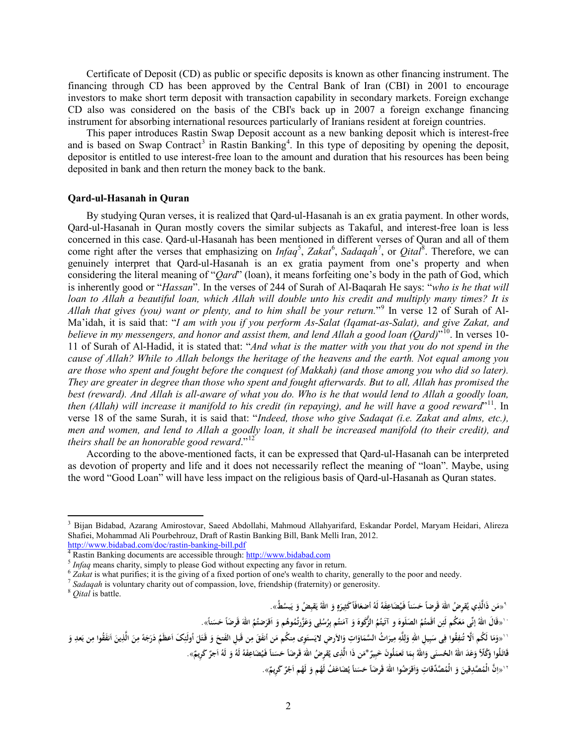Certificate of Deposit (CD) as public or specific deposits is known as other financing instrument. The financing through CD has been approved by the Central Bank of Iran (CBI) in 2001 to encourage investors to make short term deposit with transaction capability in secondary markets. Foreign exchange CD also was considered on the basis of the CBI's back up in 2007 a foreign exchange financing instrument for absorbing international resources particularly of Iranians resident at foreign countries.

This paper introduces Rastin Swap Deposit account as a new banking deposit which is interest-free and is based on Swap Contract[3] in Rastin Banking[4]. In this type of depositing by opening the deposit, depositor is entitled to use interest-free loan to the amount and duration that his resources has been being deposited in bank and then return the money back to the bank.

## Qard-ul-Hasanah in Quran

By studying Quran verses, it is realized that Qard-ul-Hasanah is an ex gratia payment. In other words, Qard-ul-Hasanah in Quran mostly covers the similar subjects as Takaful, and interest-free loan is less concerned in this case. Qard-ul-Hasanah has been mentioned in different verses of Quran and all of them come right after the verses that emphasizing on *Infaq*[5], *Zakat*[6], *Sadaqah*[7], or *Qital*[8]. Therefore, we can genuinely interpret that Qard-ul-Hasanah is an ex gratia payment from one's property and when considering the literal meaning of "*Qard*" (loan), it means forfeiting one's body in the path of God, which is inherently good or "*Hassan*". In the verses of 244 of Surah of Al-Baqarah He says: "*who is he that will loan to Allah a beautiful loan, which Allah will double unto his credit and multiply many times? It is Allah that gives (you) want or plenty, and to him shall be your return.*"[9] In verse 12 of Surah of Al-Ma'idah, it is said that: "*I am with you if you perform As-Salat (Iqamat-as-Salat), and give Zakat, and believe in my messengers, and honor and assist them, and lend Allah a good loan (Qard)*"[10]. In verses 10-11 of Surah of Al-Hadid, it is stated that: "*And what is the matter with you that you do not spend in the cause of Allah? While to Allah belongs the heritage of the heavens and the earth. Not equal among you are those who spent and fought before the conquest (of Makkah) (and those among you who did so later). They are greater in degree than those who spent and fought afterwards. But to all, Allah has promised the best (reward). And Allah is all-aware of what you do. Who is he that would lend to Allah a goodly loan, then (Allah) will increase it manifold to his credit (in repaying), and he will have a good reward*"[11]. In verse 18 of the same Surah, it is said that: "*Indeed, those who give Sadaqat (i.e. Zakat and alms, etc.), men and women, and lend to Allah a goodly loan, it shall be increased manifold (to their credit), and theirs shall be an honorable good reward*."[12]

According to the above-mentioned facts, it can be expressed that Qard-ul-Hasanah can be interpreted as devotion of property and life and it does not necessarily reflect the meaning of "loan". Maybe, using the word "Good Loan" will have less impact on the religious basis of Qard-ul-Hasanah as Quran states.

---

[3] Bijan Bidabad, Azarang Amirostovar, Saeed Abdollahi, Mahmoud Allahyarifard, Eskandar Pordel, Maryam Heidari, Alireza Shafiei, Mohammad Ali Pourbehrouz, Draft of Rastin Banking Bill, Bank Melli Iran, 2012. http://www.bidabad.com/doc/rastin-banking-bill.pdf

[4] Rastin Banking documents are accessible through: http://www.bidabad.com

[5] *Infaq* means charity, simply to please God without expecting any favor in return.

[6] *Zakat* is what purifies; it is the giving of a fixed portion of one's wealth to charity, generally to the poor and needy.

[7] *Sadaqah* is voluntary charity out of compassion, love, friendship (fraternity) or generosity.

[8] *Qital* is battle.

[9] «مَن ذَالَّذِي يُقرِضُ اللهَ قَرضاً حَسَناً فَيُضَاعِفَهُ لَهُ أضعَافاً كَثِيرَهِ وَ اللهُ يَقبِضُ وَ يَبسُطُ».

[10] «قَالَ اللهُ إنِّي مَعَكُم لَئِن اَقَمتُمُ الصَلَوهَ و آتَيتُمُ الزَّكَوهَ وَ آمَنتُم بِرُسُلِي وَعَزَّرتُمُوهُم وَ اَقرَضتُمُ اللهَ قَرضاً حَسَناً».

[11] «وَمَا لَكُم اَلَّا تُنفِقُوا فِي سَبِيلِ اللهِ وَلِلَّهِ مِيرَاثُ السَّمَاوَاتِ وَالاَرضِ لايَستَوِي مِنكُم مَن أنفَقَ مِن قَبلِ الفَتحِ وَ قَتَلَ أولَئِکَ اَعظَمُ دَرَجَهً مِنَ الَّذِينَ اَنفَقُوا مِن بَعدِ وَ قَاتَلُوا وَكُلّاً وَعَدَ اللهُ الحُسنَى وَاللهُ بِمَا تَعمَلُونَ خَبِيرٌ*مَن ذَا الَّذِي يُقرِضُ اللهَ قَرضاً حَسَناً فَيُضَاعِفَهُ لَهُ وَ لَهُ اَجرٌ كَرِيمٌ».

[12] «اِنَّ الْمُصَّدِّقِينَ وَ الْمُصَّدِّقَاتِ وَاَقرَضُوا اللهَ قَرضاً حَسَناً يُضَاعَفُ لَهُم وَ لَهُم اَجرٌ كَرِيمٌ».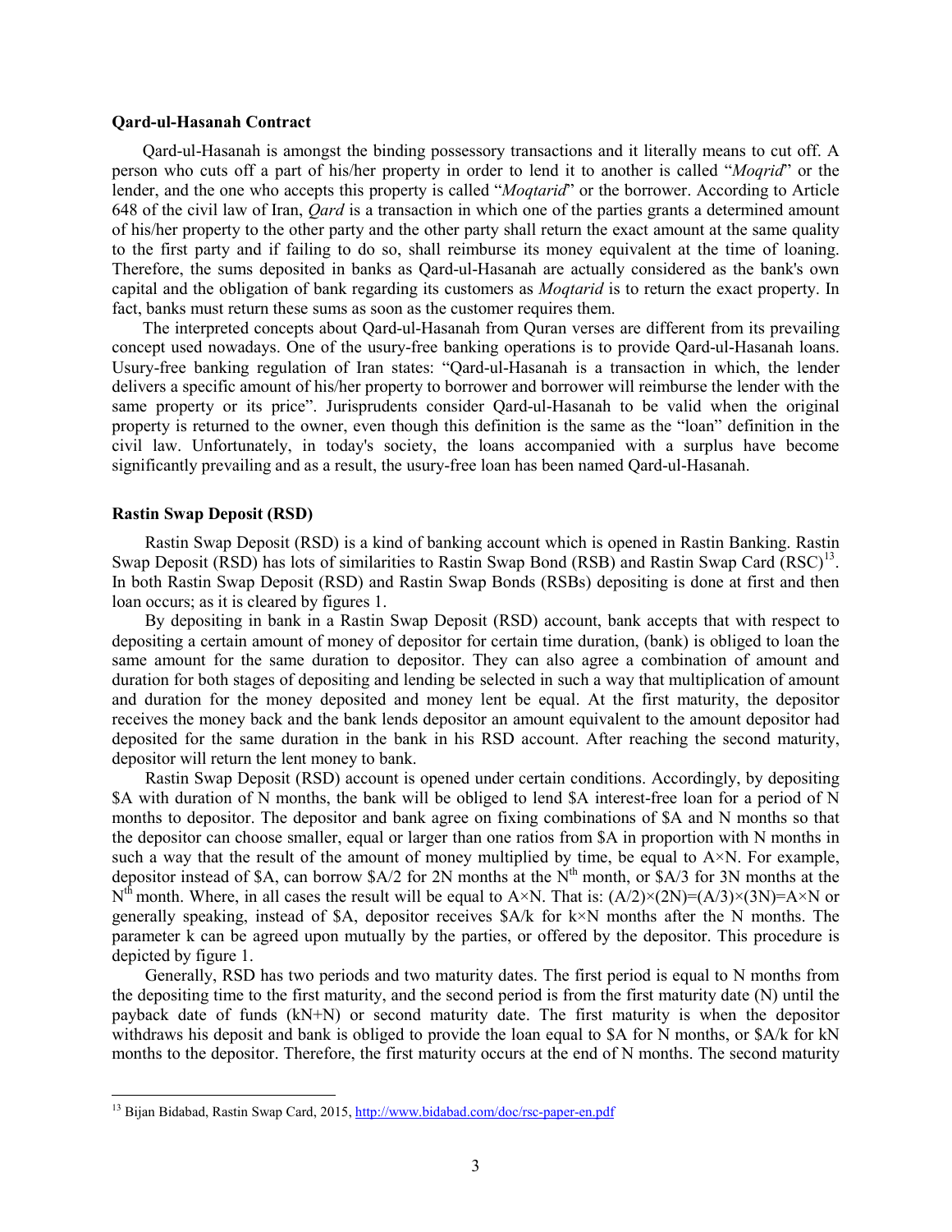### Qard-ul-Hasanah Contract

Qard-ul-Hasanah is amongst the binding possessory transactions and it literally means to cut off. A person who cuts off a part of his/her property in order to lend it to another is called "*Moqrid*" or the lender, and the one who accepts this property is called "*Moqtarid*" or the borrower. According to Article 648 of the civil law of Iran, *Qard* is a transaction in which one of the parties grants a determined amount of his/her property to the other party and the other party shall return the exact amount at the same quality to the first party and if failing to do so, shall reimburse its money equivalent at the time of loaning. Therefore, the sums deposited in banks as Qard-ul-Hasanah are actually considered as the bank's own capital and the obligation of bank regarding its customers as *Moqtarid* is to return the exact property. In fact, banks must return these sums as soon as the customer requires them.

The interpreted concepts about Qard-ul-Hasanah from Quran verses are different from its prevailing concept used nowadays. One of the usury-free banking operations is to provide Qard-ul-Hasanah loans. Usury-free banking regulation of Iran states: "Qard-ul-Hasanah is a transaction in which, the lender delivers a specific amount of his/her property to borrower and borrower will reimburse the lender with the same property or its price". Jurisprudents consider Qard-ul-Hasanah to be valid when the original property is returned to the owner, even though this definition is the same as the "loan" definition in the civil law. Unfortunately, in today's society, the loans accompanied with a surplus have become significantly prevailing and as a result, the usury-free loan has been named Qard-ul-Hasanah.

### Rastin Swap Deposit (RSD)

Rastin Swap Deposit (RSD) is a kind of banking account which is opened in Rastin Banking. Rastin Swap Deposit (RSD) has lots of similarities to Rastin Swap Bond (RSB) and Rastin Swap Card (RSC)[13]. In both Rastin Swap Deposit (RSD) and Rastin Swap Bonds (RSBs) depositing is done at first and then loan occurs; as it is cleared by figures 1.

By depositing in bank in a Rastin Swap Deposit (RSD) account, bank accepts that with respect to depositing a certain amount of money of depositor for certain time duration, (bank) is obliged to loan the same amount for the same duration to depositor. They can also agree a combination of amount and duration for both stages of depositing and lending be selected in such a way that multiplication of amount and duration for the money deposited and money lent be equal. At the first maturity, the depositor receives the money back and the bank lends depositor an amount equivalent to the amount depositor had deposited for the same duration in the bank in his RSD account. After reaching the second maturity, depositor will return the lent money to bank.

Rastin Swap Deposit (RSD) account is opened under certain conditions. Accordingly, by depositing \$A with duration of N months, the bank will be obliged to lend \$A interest-free loan for a period of N months to depositor. The depositor and bank agree on fixing combinations of \$A and N months so that the depositor can choose smaller, equal or larger than one ratios from \$A in proportion with N months in such a way that the result of the amount of money multiplied by time, be equal to $A\times N$. For example, depositor instead of \$A, can borrow \$A/2 for 2N months at the $N^{th}$ month, or \$A/3 for 3N months at the $N^{th}$ month. Where, in all cases the result will be equal to $A\times N$. That is: $(A/2)\times(2N)=(A/3)\times(3N)=A\times N$ or generally speaking, instead of \$A, depositor receives \$A/k for $k\times N$ months after the N months. The parameter k can be agreed upon mutually by the parties, or offered by the depositor. This procedure is depicted by figure 1.

Generally, RSD has two periods and two maturity dates. The first period is equal to N months from the depositing time to the first maturity, and the second period is from the first maturity date (N) until the payback date of funds (kN+N) or second maturity date. The first maturity is when the depositor withdraws his deposit and bank is obliged to provide the loan equal to \$A for N months, or \$A/k for kN months to the depositor. Therefore, the first maturity occurs at the end of N months. The second maturity

---

[13] Bijan Bidabad, Rastin Swap Card, 2015, http://www.bidabad.com/doc/rsc-paper-en.pdf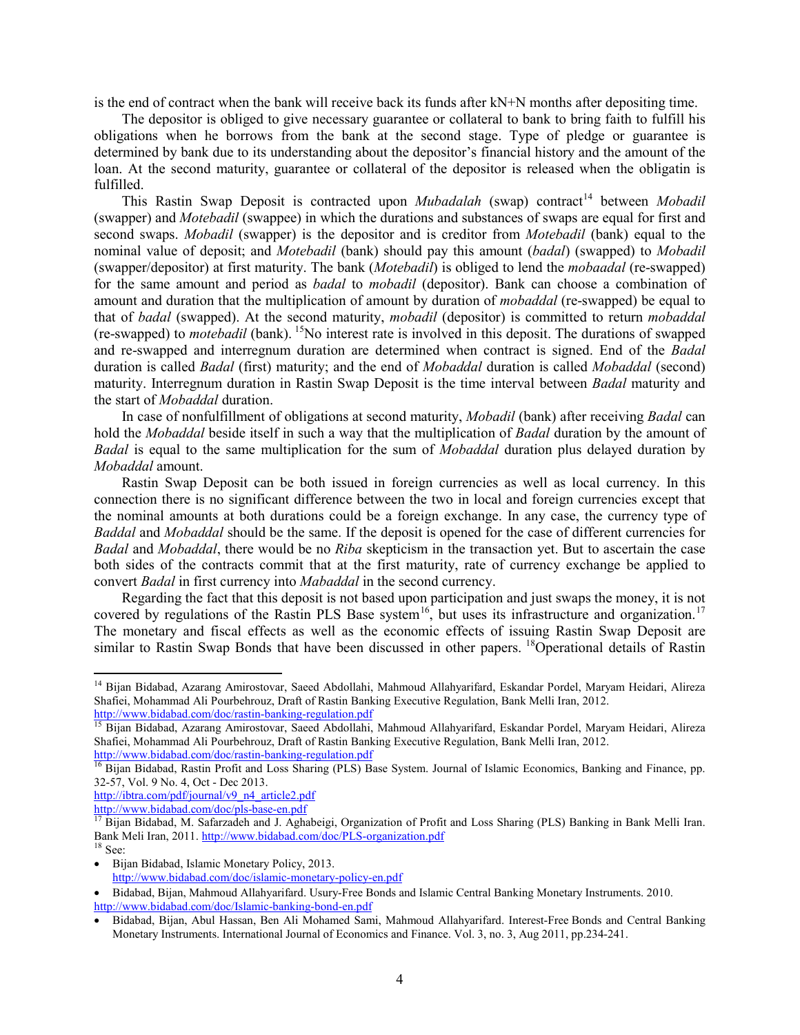is the end of contract when the bank will receive back its funds after kN+N months after depositing time.

The depositor is obliged to give necessary guarantee or collateral to bank to bring faith to fulfill his obligations when he borrows from the bank at the second stage. Type of pledge or guarantee is determined by bank due to its understanding about the depositor's financial history and the amount of the loan. At the second maturity, guarantee or collateral of the depositor is released when the obligatin is fulfilled.

This Rastin Swap Deposit is contracted upon *Mubadalah* (swap) contract[14] between *Mobadil* (swapper) and *Motebadil* (swappee) in which the durations and substances of swaps are equal for first and second swaps. *Mobadil* (swapper) is the depositor and is creditor from *Motebadil* (bank) equal to the nominal value of deposit; and *Motebadil* (bank) should pay this amount (*badal*) (swapped) to *Mobadil* (swapper/depositor) at first maturity. The bank (*Motebadil*) is obliged to lend the *mobaadal* (re-swapped) for the same amount and period as *badal* to *mobadil* (depositor). Bank can choose a combination of amount and duration that the multiplication of amount by duration of *mobaddal* (re-swapped) be equal to that of *badal* (swapped). At the second maturity, *mobadil* (depositor) is committed to return *mobaddal* (re-swapped) to *motebadil* (bank). [15]No interest rate is involved in this deposit. The durations of swapped and re-swapped and interregnum duration are determined when contract is signed. End of the *Badal* duration is called *Badal* (first) maturity; and the end of *Mobaddal* duration is called *Mobaddal* (second) maturity. Interregnum duration in Rastin Swap Deposit is the time interval between *Badal* maturity and the start of *Mobaddal* duration.

In case of nonfulfillment of obligations at second maturity, *Mobadil* (bank) after receiving *Badal* can hold the *Mobaddal* beside itself in such a way that the multiplication of *Badal* duration by the amount of *Badal* is equal to the same multiplication for the sum of *Mobaddal* duration plus delayed duration by *Mobaddal* amount.

Rastin Swap Deposit can be both issued in foreign currencies as well as local currency. In this connection there is no significant difference between the two in local and foreign currencies except that the nominal amounts at both durations could be a foreign exchange. In any case, the currency type of *Baddal* and *Mobaddal* should be the same. If the deposit is opened for the case of different currencies for *Badal* and *Mobaddal*, there would be no *Riba* skepticism in the transaction yet. But to ascertain the case both sides of the contracts commit that at the first maturity, rate of currency exchange be applied to convert *Badal* in first currency into *Mabaddal* in the second currency.

Regarding the fact that this deposit is not based upon participation and just swaps the money, it is not covered by regulations of the Rastin PLS Base system[16], but uses its infrastructure and organization.[17] The monetary and fiscal effects as well as the economic effects of issuing Rastin Swap Deposit are similar to Rastin Swap Bonds that have been discussed in other papers. [18]Operational details of Rastin

---

[14] Bijan Bidabad, Azarang Amirostovar, Saeed Abdollahi, Mahmoud Allahyarifard, Eskandar Pordel, Maryam Heidari, Alireza Shafiei, Mohammad Ali Pourbehrouz, Draft of Rastin Banking Executive Regulation, Bank Melli Iran, 2012. http://www.bidabad.com/doc/rastin-banking-regulation.pdf

[15] Bijan Bidabad, Azarang Amirostovar, Saeed Abdollahi, Mahmoud Allahyarifard, Eskandar Pordel, Maryam Heidari, Alireza Shafiei, Mohammad Ali Pourbehrouz, Draft of Rastin Banking Executive Regulation, Bank Melli Iran, 2012. http://www.bidabad.com/doc/rastin-banking-regulation.pdf

[16] Bijan Bidabad, Rastin Profit and Loss Sharing (PLS) Base System. Journal of Islamic Economics, Banking and Finance, pp. 32-57, Vol. 9 No. 4, Oct - Dec 2013.
http://ibtra.com/pdf/journal/v9_n4_article2.pdf
http://www.bidabad.com/doc/pls-base-en.pdf

[17] Bijan Bidabad, M. Safarzadeh and J. Aghabeigi, Organization of Profit and Loss Sharing (PLS) Banking in Bank Melli Iran. Bank Meli Iran, 2011. http://www.bidabad.com/doc/PLS-organization.pdf

[18] See:

- Bijan Bidabad, Islamic Monetary Policy, 2013. http://www.bidabad.com/doc/islamic-monetary-policy-en.pdf
- Bidabad, Bijan, Mahmoud Allahyarifard. Usury-Free Bonds and Islamic Central Banking Monetary Instruments. 2010. http://www.bidabad.com/doc/Islamic-banking-bond-en.pdf
- Bidabad, Bijan, Abul Hassan, Ben Ali Mohamed Sami, Mahmoud Allahyarifard. Interest-Free Bonds and Central Banking Monetary Instruments. International Journal of Economics and Finance. Vol. 3, no. 3, Aug 2011, pp.234-241.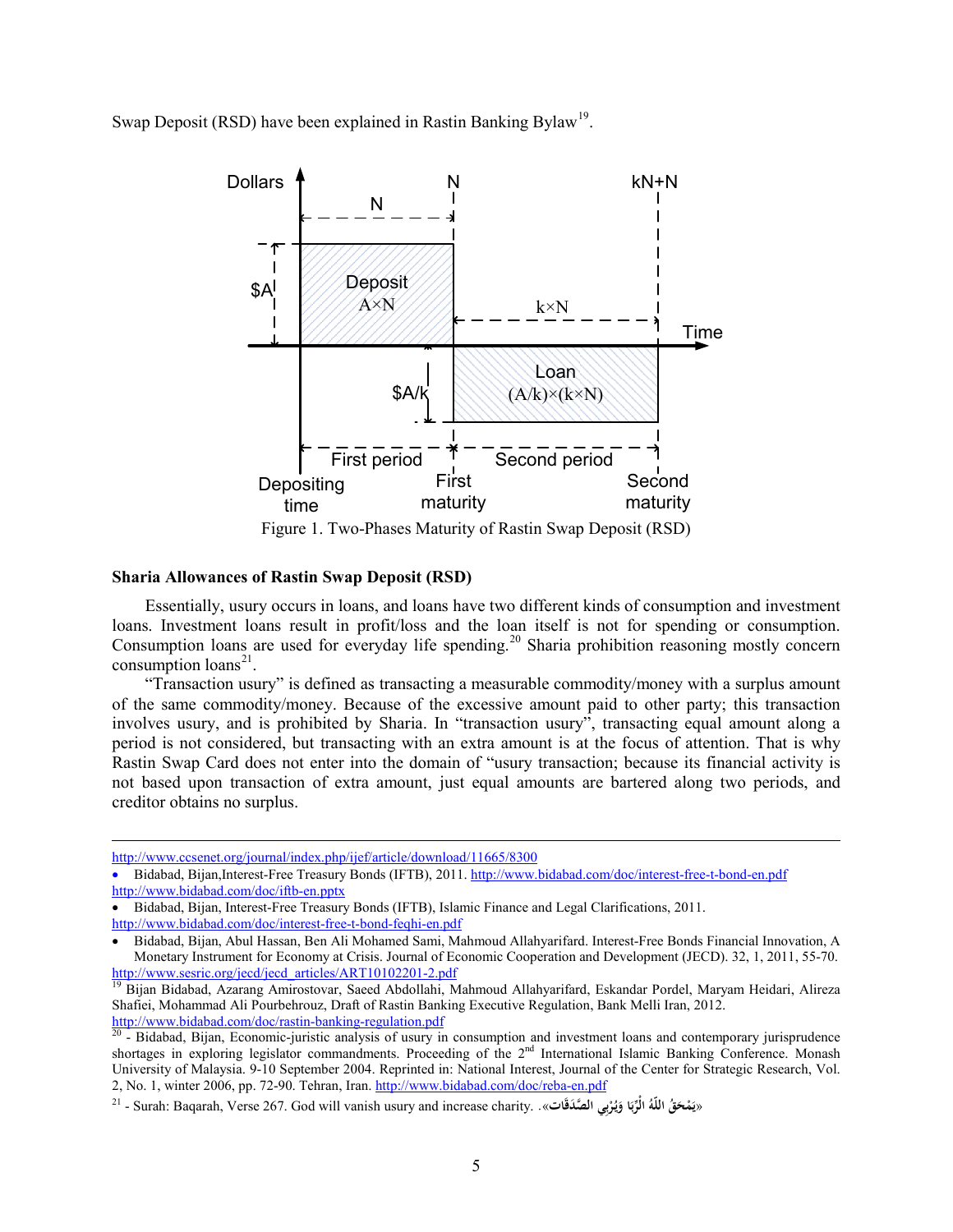Swap Deposit (RSD) have been explained in Rastin Banking Bylaw[19].

Figure 1. Two-Phases Maturity of Rastin Swap Deposit (RSD)

**Sharia Allowances of Rastin Swap Deposit (RSD)**

Essentially, usury occurs in loans, and loans have two different kinds of consumption and investment loans. Investment loans result in profit/loss and the loan itself is not for spending or consumption. Consumption loans are used for everyday life spending.[20] Sharia prohibition reasoning mostly concern consumption loans[21].

"Transaction usury" is defined as transacting a measurable commodity/money with a surplus amount of the same commodity/money. Because of the excessive amount paid to other party; this transaction involves usury, and is prohibited by Sharia. In "transaction usury", transacting equal amount along a period is not considered, but transacting with an extra amount is at the focus of attention. That is why Rastin Swap Card does not enter into the domain of "usury transaction; because its financial activity is not based upon transaction of extra amount, just equal amounts are bartered along two periods, and creditor obtains no surplus.

---

http://www.ccsenet.org/journal/index.php/ijef/article/download/11665/8300

- Bidabad, Bijan,Interest-Free Treasury Bonds (IFTB), 2011. http://www.bidabad.com/doc/interest-free-t-bond-en.pdf http://www.bidabad.com/doc/iftb-en.pptx
- Bidabad, Bijan, Interest-Free Treasury Bonds (IFTB), Islamic Finance and Legal Clarifications, 2011. http://www.bidabad.com/doc/interest-free-t-bond-feqhi-en.pdf
- Bidabad, Bijan, Abul Hassan, Ben Ali Mohamed Sami, Mahmoud Allahyarifard. Interest-Free Bonds Financial Innovation, A Monetary Instrument for Economy at Crisis. Journal of Economic Cooperation and Development (JECD). 32, 1, 2011, 55-70. http://www.sesric.org/jecd/jecd_articles/ART10102201-2.pdf

[19] Bijan Bidabad, Azarang Amirostovar, Saeed Abdollahi, Mahmoud Allahyarifard, Eskandar Pordel, Maryam Heidari, Alireza Shafiei, Mohammad Ali Pourbehrouz, Draft of Rastin Banking Executive Regulation, Bank Melli Iran, 2012. http://www.bidabad.com/doc/rastin-banking-regulation.pdf

[20] - Bidabad, Bijan, Economic-juristic analysis of usury in consumption and investment loans and contemporary jurisprudence shortages in exploring legislator commandments. Proceeding of the 2nd International Islamic Banking Conference. Monash University of Malaysia. 9-10 September 2004. Reprinted in: National Interest, Journal of the Center for Strategic Research, Vol. 2, No. 1, winter 2006, pp. 72-90. Tehran, Iran. http://www.bidabad.com/doc/reba-en.pdf

[21] - Surah: Baqarah, Verse 267. God will vanish usury and increase charity. «يَمْحَقُ اللَّهُ الرِّبَا وَيُرْبِي الصَّدَقَات».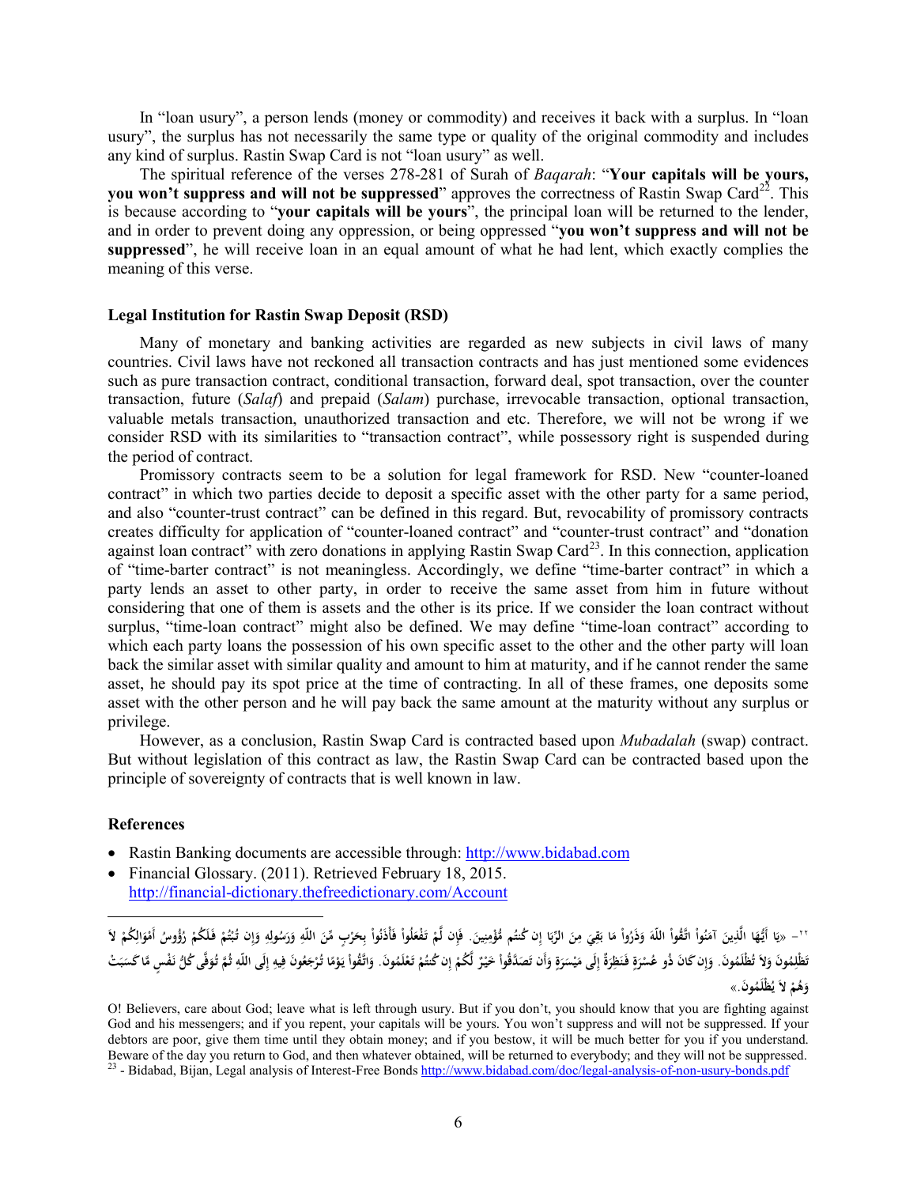In "loan usury", a person lends (money or commodity) and receives it back with a surplus. In "loan usury", the surplus has not necessarily the same type or quality of the original commodity and includes any kind of surplus. Rastin Swap Card is not "loan usury" as well.

The spiritual reference of the verses 278-281 of Surah of *Baqarah*: "**Your capitals will be yours, you won't suppress and will not be suppressed**" approves the correctness of Rastin Swap Card[22]. This is because according to "**your capitals will be yours**", the principal loan will be returned to the lender, and in order to prevent doing any oppression, or being oppressed "**you won't suppress and will not be suppressed**", he will receive loan in an equal amount of what he had lent, which exactly complies the meaning of this verse.

### Legal Institution for Rastin Swap Deposit (RSD)

Many of monetary and banking activities are regarded as new subjects in civil laws of many countries. Civil laws have not reckoned all transaction contracts and has just mentioned some evidences such as pure transaction contract, conditional transaction, forward deal, spot transaction, over the counter transaction, future (*Salaf*) and prepaid (*Salam*) purchase, irrevocable transaction, optional transaction, valuable metals transaction, unauthorized transaction and etc. Therefore, we will not be wrong if we consider RSD with its similarities to "transaction contract", while possessory right is suspended during the period of contract.

Promissory contracts seem to be a solution for legal framework for RSD. New "counter-loaned contract" in which two parties decide to deposit a specific asset with the other party for a same period, and also "counter-trust contract" can be defined in this regard. But, revocability of promissory contracts creates difficulty for application of "counter-loaned contract" and "counter-trust contract" and "donation against loan contract" with zero donations in applying Rastin Swap Card[23]. In this connection, application of "time-barter contract" is not meaningless. Accordingly, we define "time-barter contract" in which a party lends an asset to other party, in order to receive the same asset from him in future without considering that one of them is assets and the other is its price. If we consider the loan contract without surplus, "time-loan contract" might also be defined. We may define "time-loan contract" according to which each party loans the possession of his own specific asset to the other and the other party will loan back the similar asset with similar quality and amount to him at maturity, and if he cannot render the same asset, he should pay its spot price at the time of contracting. In all of these frames, one deposits some asset with the other person and he will pay back the same amount at the maturity without any surplus or privilege.

However, as a conclusion, Rastin Swap Card is contracted based upon *Mubadalah* (swap) contract. But without legislation of this contract as law, the Rastin Swap Card can be contracted based upon the principle of sovereignty of contracts that is well known in law.

### References

- Rastin Banking documents are accessible through: http://www.bidabad.com
- Financial Glossary. (2011). Retrieved February 18, 2015. http://financial-dictionary.thefreedictionary.com/Account

---

[22] - «يَا أَيُّهَا الَّذِينَ آمَنُواْ اتَّقُواْ اللّهَ وَذَرُواْ مَا بَقِيَ مِنَ الرِّبَا إِن كُنتُم مُّؤْمِنِينَ. فَإِن لَّمْ تَفْعَلُواْ فَأْذَنُواْ بِحَرْبٍ مِّنَ اللّهِ وَرَسُولِهِ وَإِن تُبْتُمْ فَلَكُمْ رُؤُوسُ أَمْوَالِكُمْ لاَ تَظْلِمُونَ وَلاَ تُظْلَمُونَ. وَإِن كَانَ ذُو عُسْرَةٍ فَنَظِرَةٌ إِلَى مَيْسَرَةٍ وَأَن تَصَدَّقُواْ خَيْرٌ لَّكُمْ إِن كُنتُمْ تَعْلَمُونَ. وَاتَّقُواْ يَوْمًا تُرْجَعُونَ فِيهِ إِلَى اللّهِ ثُمَّ تُوَفَّى كُلُّ نَفْسٍ مَّا كَسَبَتْ وَهُمْ لاَ يُظْلَمُونَ.»

O! Believers, care about God; leave what is left through usury. But if you don't, you should know that you are fighting against God and his messengers; and if you repent, your capitals will be yours. You won't suppress and will not be suppressed. If your debtors are poor, give them time until they obtain money; and if you bestow, it will be much better for you if you understand. Beware of the day you return to God, and then whatever obtained, will be returned to everybody; and they will not be suppressed.

[23] - Bidabad, Bijan, Legal analysis of Interest-Free Bonds http://www.bidabad.com/doc/legal-analysis-of-non-usury-bonds.pdf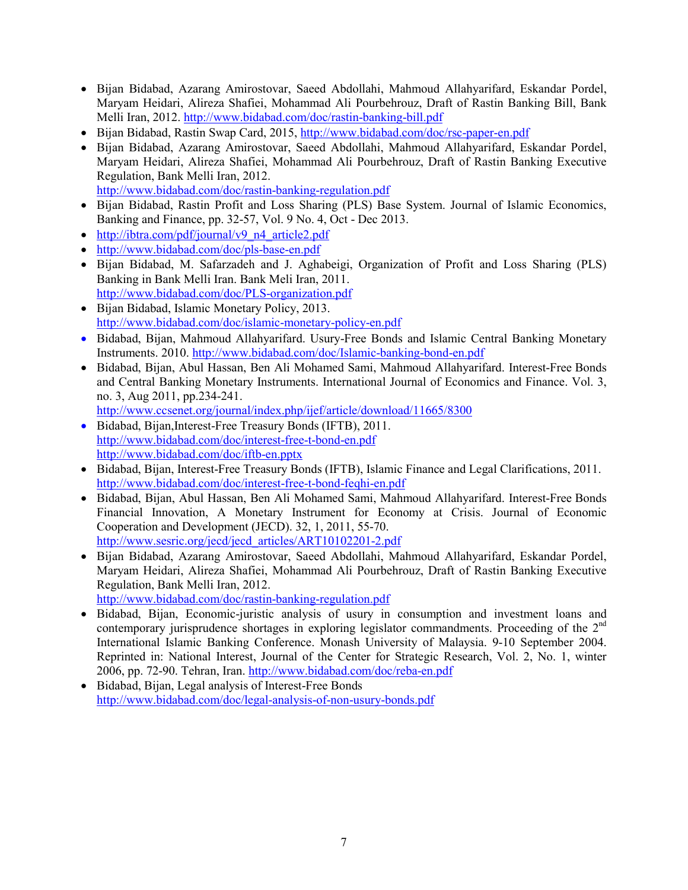- Bijan Bidabad, Azarang Amirostovar, Saeed Abdollahi, Mahmoud Allahyarifard, Eskandar Pordel, Maryam Heidari, Alireza Shafiei, Mohammad Ali Pourbehrouz, Draft of Rastin Banking Bill, Bank Melli Iran, 2012. http://www.bidabad.com/doc/rastin-banking-bill.pdf
- Bijan Bidabad, Rastin Swap Card, 2015, http://www.bidabad.com/doc/rsc-paper-en.pdf
- Bijan Bidabad, Azarang Amirostovar, Saeed Abdollahi, Mahmoud Allahyarifard, Eskandar Pordel, Maryam Heidari, Alireza Shafiei, Mohammad Ali Pourbehrouz, Draft of Rastin Banking Executive Regulation, Bank Melli Iran, 2012. http://www.bidabad.com/doc/rastin-banking-regulation.pdf
- Bijan Bidabad, Rastin Profit and Loss Sharing (PLS) Base System. Journal of Islamic Economics, Banking and Finance, pp. 32-57, Vol. 9 No. 4, Oct - Dec 2013.
- http://ibtra.com/pdf/journal/v9_n4_article2.pdf
- http://www.bidabad.com/doc/pls-base-en.pdf
- Bijan Bidabad, M. Safarzadeh and J. Aghabeigi, Organization of Profit and Loss Sharing (PLS) Banking in Bank Melli Iran. Bank Meli Iran, 2011. http://www.bidabad.com/doc/PLS-organization.pdf
- Bijan Bidabad, Islamic Monetary Policy, 2013. http://www.bidabad.com/doc/islamic-monetary-policy-en.pdf
- Bidabad, Bijan, Mahmoud Allahyarifard. Usury-Free Bonds and Islamic Central Banking Monetary Instruments. 2010. http://www.bidabad.com/doc/Islamic-banking-bond-en.pdf
- Bidabad, Bijan, Abul Hassan, Ben Ali Mohamed Sami, Mahmoud Allahyarifard. Interest-Free Bonds and Central Banking Monetary Instruments. International Journal of Economics and Finance. Vol. 3, no. 3, Aug 2011, pp.234-241. http://www.ccsenet.org/journal/index.php/ijef/article/download/11665/8300
- Bidabad, Bijan,Interest-Free Treasury Bonds (IFTB), 2011. http://www.bidabad.com/doc/interest-free-t-bond-en.pdf http://www.bidabad.com/doc/iftb-en.pptx
- Bidabad, Bijan, Interest-Free Treasury Bonds (IFTB), Islamic Finance and Legal Clarifications, 2011. http://www.bidabad.com/doc/interest-free-t-bond-feqhi-en.pdf
- Bidabad, Bijan, Abul Hassan, Ben Ali Mohamed Sami, Mahmoud Allahyarifard. Interest-Free Bonds Financial Innovation, A Monetary Instrument for Economy at Crisis. Journal of Economic Cooperation and Development (JECD). 32, 1, 2011, 55-70. http://www.sesric.org/jecd/jecd_articles/ART10102201-2.pdf
- Bijan Bidabad, Azarang Amirostovar, Saeed Abdollahi, Mahmoud Allahyarifard, Eskandar Pordel, Maryam Heidari, Alireza Shafiei, Mohammad Ali Pourbehrouz, Draft of Rastin Banking Executive Regulation, Bank Melli Iran, 2012. http://www.bidabad.com/doc/rastin-banking-regulation.pdf
- Bidabad, Bijan, Economic-juristic analysis of usury in consumption and investment loans and contemporary jurisprudence shortages in exploring legislator commandments. Proceeding of the 2nd International Islamic Banking Conference. Monash University of Malaysia. 9-10 September 2004. Reprinted in: National Interest, Journal of the Center for Strategic Research, Vol. 2, No. 1, winter 2006, pp. 72-90. Tehran, Iran. http://www.bidabad.com/doc/reba-en.pdf
- Bidabad, Bijan, Legal analysis of Interest-Free Bonds http://www.bidabad.com/doc/legal-analysis-of-non-usury-bonds.pdf